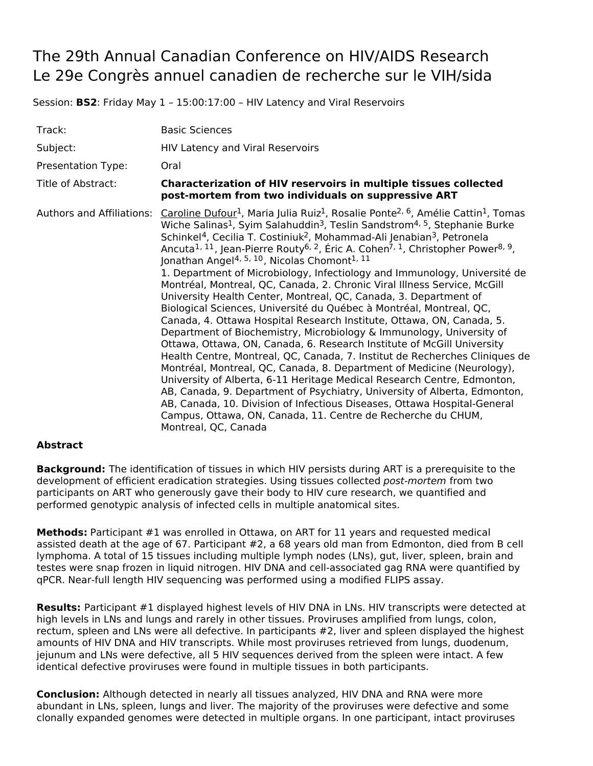# The 29th Annual Canadian Conference on HIV/AIDS Research
# Le 29e Congrès annuel canadien de recherche sur le VIH/sida

Session: **BS2**: Friday May 1 – 15:00:17:00 – HIV Latency and Viral Reservoirs

| | |
|---|---|
| Track: | Basic Sciences |
| Subject: | HIV Latency and Viral Reservoirs |
| Presentation Type: | Oral |
| Title of Abstract: | **Characterization of HIV reservoirs in multiple tissues collected post-mortem from two individuals on suppressive ART** |
| Authors and Affiliations: | Caroline Dufour[1], Maria Julia Ruiz[1], Rosalie Ponte[2, 6], Amélie Cattin[1], Tomas Wiche Salinas[1], Syim Salahuddin[3], Teslin Sandstrom[4, 5], Stephanie Burke Schinkel[4], Cecilia T. Costiniuk[2], Mohammad-Ali Jenabian[3], Petronela Ancuta[1, 11], Jean-Pierre Routy[6, 2], Éric A. Cohen[7, 1], Christopher Power[8, 9], Jonathan Angel[4, 5, 10], Nicolas Chomont[1, 11]<br>1. Department of Microbiology, Infectiology and Immunology, Université de Montréal, Montreal, QC, Canada, 2. Chronic Viral Illness Service, McGill University Health Center, Montreal, QC, Canada, 3. Department of Biological Sciences, Université du Québec à Montréal, Montreal, QC, Canada, 4. Ottawa Hospital Research Institute, Ottawa, ON, Canada, 5. Department of Biochemistry, Microbiology & Immunology, University of Ottawa, Ottawa, ON, Canada, 6. Research Institute of McGill University Health Centre, Montreal, QC, Canada, 7. Institut de Recherches Cliniques de Montréal, Montreal, QC, Canada, 8. Department of Medicine (Neurology), University of Alberta, 6-11 Heritage Medical Research Centre, Edmonton, AB, Canada, 9. Department of Psychiatry, University of Alberta, Edmonton, AB, Canada, 10. Division of Infectious Diseases, Ottawa Hospital-General Campus, Ottawa, ON, Canada, 11. Centre de Recherche du CHUM, Montreal, QC, Canada |

**Abstract**

**Background:** The identification of tissues in which HIV persists during ART is a prerequisite to the development of efficient eradication strategies. Using tissues collected *post-mortem* from two participants on ART who generously gave their body to HIV cure research, we quantified and performed genotypic analysis of infected cells in multiple anatomical sites.

**Methods:** Participant #1 was enrolled in Ottawa, on ART for 11 years and requested medical assisted death at the age of 67. Participant #2, a 68 years old man from Edmonton, died from B cell lymphoma. A total of 15 tissues including multiple lymph nodes (LNs), gut, liver, spleen, brain and testes were snap frozen in liquid nitrogen. HIV DNA and cell-associated gag RNA were quantified by qPCR. Near-full length HIV sequencing was performed using a modified FLIPS assay.

**Results:** Participant #1 displayed highest levels of HIV DNA in LNs. HIV transcripts were detected at high levels in LNs and lungs and rarely in other tissues. Proviruses amplified from lungs, colon, rectum, spleen and LNs were all defective. In participants #2, liver and spleen displayed the highest amounts of HIV DNA and HIV transcripts. While most proviruses retrieved from lungs, duodenum, jejunum and LNs were defective, all 5 HIV sequences derived from the spleen were intact. A few identical defective proviruses were found in multiple tissues in both participants.

**Conclusion:** Although detected in nearly all tissues analyzed, HIV DNA and RNA were more abundant in LNs, spleen, lungs and liver. The majority of the proviruses were defective and some clonally expanded genomes were detected in multiple organs. In one participant, intact proviruses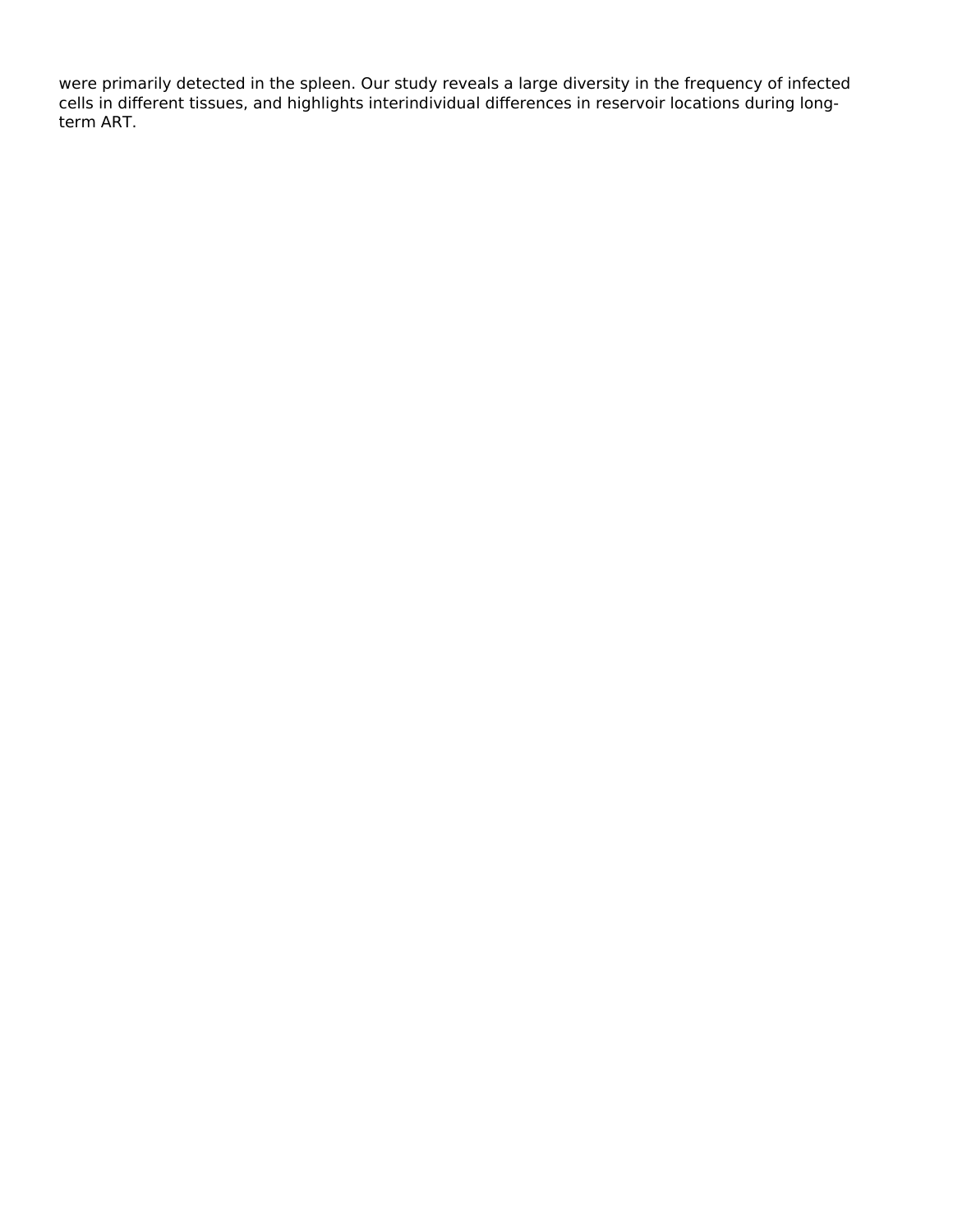were primarily detected in the spleen. Our study reveals a large diversity in the frequency of infected cells in different tissues, and highlights interindividual differences in reservoir locations during long-term ART.